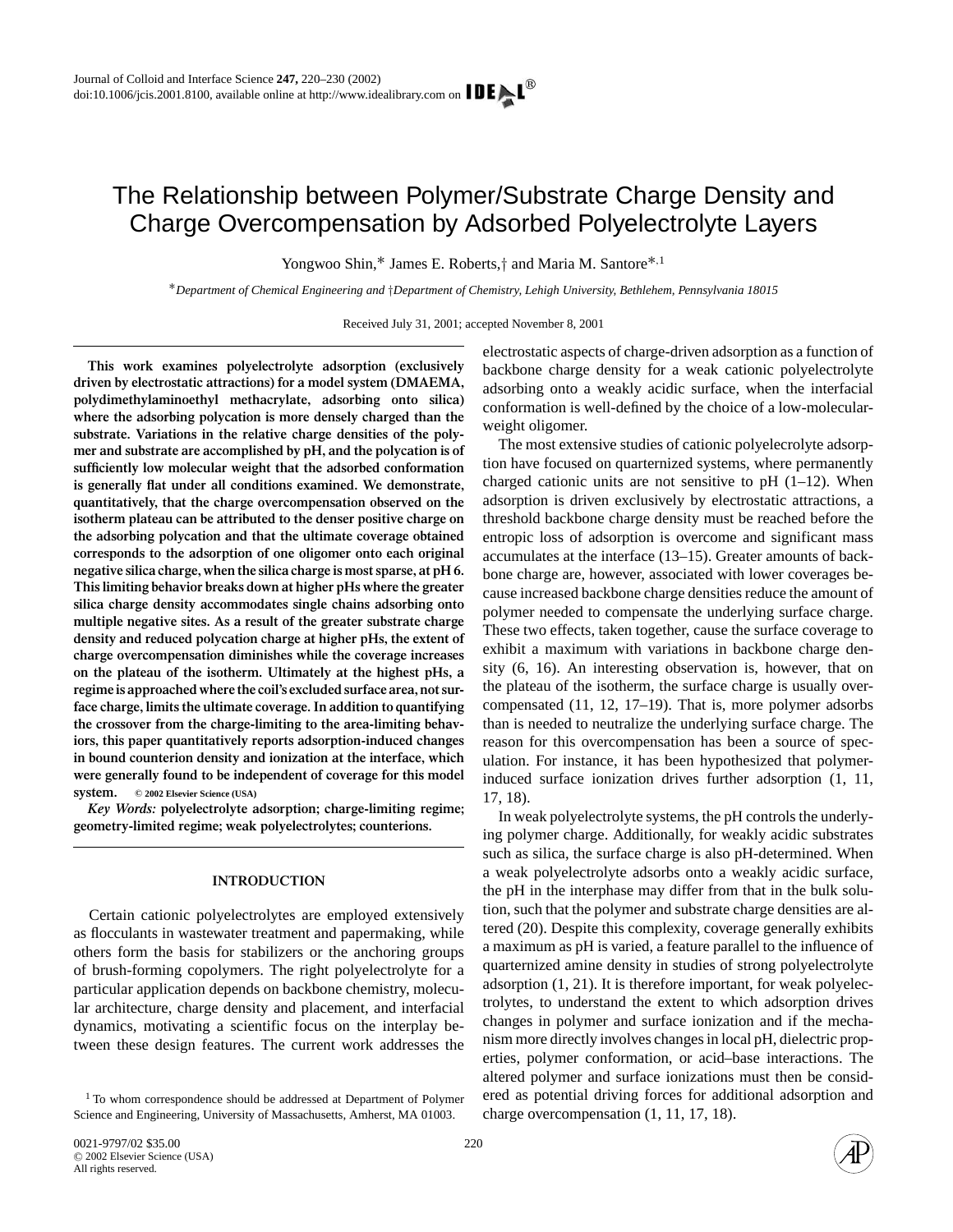# The Relationship between Polymer/Substrate Charge Density and Charge Overcompensation by Adsorbed Polyelectrolyte Layers

Yongwoo Shin,* James E. Roberts,† and Maria M. Santore*,[1]

*Department of Chemical Engineering and †Department of Chemistry, Lehigh University, Bethlehem, Pennsylvania 18015*

Received July 31, 2001; accepted November 8, 2001

**This work examines polyelectrolyte adsorption (exclusively driven by electrostatic attractions) for a model system (DMAEMA, polydimethylaminoethyl methacrylate, adsorbing onto silica) where the adsorbing polycation is more densely charged than the substrate. Variations in the relative charge densities of the polymer and substrate are accomplished by pH, and the polycation is of sufficiently low molecular weight that the adsorbed conformation is generally flat under all conditions examined. We demonstrate, quantitatively, that the charge overcompensation observed on the isotherm plateau can be attributed to the denser positive charge on the adsorbing polycation and that the ultimate coverage obtained corresponds to the adsorption of one oligomer onto each original negative silica charge, when the silica charge is most sparse, at pH 6. This limiting behavior breaks down at higher pHs where the greater silica charge density accommodates single chains adsorbing onto multiple negative sites. As a result of the greater substrate charge density and reduced polycation charge at higher pHs, the extent of charge overcompensation diminishes while the coverage increases on the plateau of the isotherm. Ultimately at the highest pHs, a regime is approached where the coil's excluded surface area, not surface charge, limits the ultimate coverage. In addition to quantifying the crossover from the charge-limiting to the area-limiting behaviors, this paper quantitatively reports adsorption-induced changes in bound counterion density and ionization at the interface, which were generally found to be independent of coverage for this model system.** © 2002 Elsevier Science (USA)

*Key Words:* **polyelectrolyte adsorption; charge-limiting regime; geometry-limited regime; weak polyelectrolytes; counterions.**

## INTRODUCTION

Certain cationic polyelectrolytes are employed extensively as flocculants in wastewater treatment and papermaking, while others form the basis for stabilizers or the anchoring groups of brush-forming copolymers. The right polyelectrolyte for a particular application depends on backbone chemistry, molecular architecture, charge density and placement, and interfacial dynamics, motivating a scientific focus on the interplay between these design features. The current work addresses the electrostatic aspects of charge-driven adsorption as a function of backbone charge density for a weak cationic polyelectrolyte adsorbing onto a weakly acidic surface, when the interfacial conformation is well-defined by the choice of a low-molecular-weight oligomer.

The most extensive studies of cationic polyelecrolyte adsorption have focused on quarternized systems, where permanently charged cationic units are not sensitive to pH (1–12). When adsorption is driven exclusively by electrostatic attractions, a threshold backbone charge density must be reached before the entropic loss of adsorption is overcome and significant mass accumulates at the interface (13–15). Greater amounts of backbone charge are, however, associated with lower coverages because increased backbone charge densities reduce the amount of polymer needed to compensate the underlying surface charge. These two effects, taken together, cause the surface coverage to exhibit a maximum with variations in backbone charge density (6, 16). An interesting observation is, however, that on the plateau of the isotherm, the surface charge is usually overcompensated (11, 12, 17–19). That is, more polymer adsorbs than is needed to neutralize the underlying surface charge. The reason for this overcompensation has been a source of speculation. For instance, it has been hypothesized that polymer-induced surface ionization drives further adsorption (1, 11, 17, 18).

In weak polyelectrolyte systems, the pH controls the underlying polymer charge. Additionally, for weakly acidic substrates such as silica, the surface charge is also pH-determined. When a weak polyelectrolyte adsorbs onto a weakly acidic surface, the pH in the interphase may differ from that in the bulk solution, such that the polymer and substrate charge densities are altered (20). Despite this complexity, coverage generally exhibits a maximum as pH is varied, a feature parallel to the influence of quarternized amine density in studies of strong polyelectrolyte adsorption (1, 21). It is therefore important, for weak polyelectrolytes, to understand the extent to which adsorption drives changes in polymer and surface ionization and if the mechanism more directly involves changes in local pH, dielectric properties, polymer conformation, or acid–base interactions. The altered polymer and surface ionizations must then be considered as potential driving forces for additional adsorption and charge overcompensation (1, 11, 17, 18).

[1] To whom correspondence should be addressed at Department of Polymer Science and Engineering, University of Massachusetts, Amherst, MA 01003.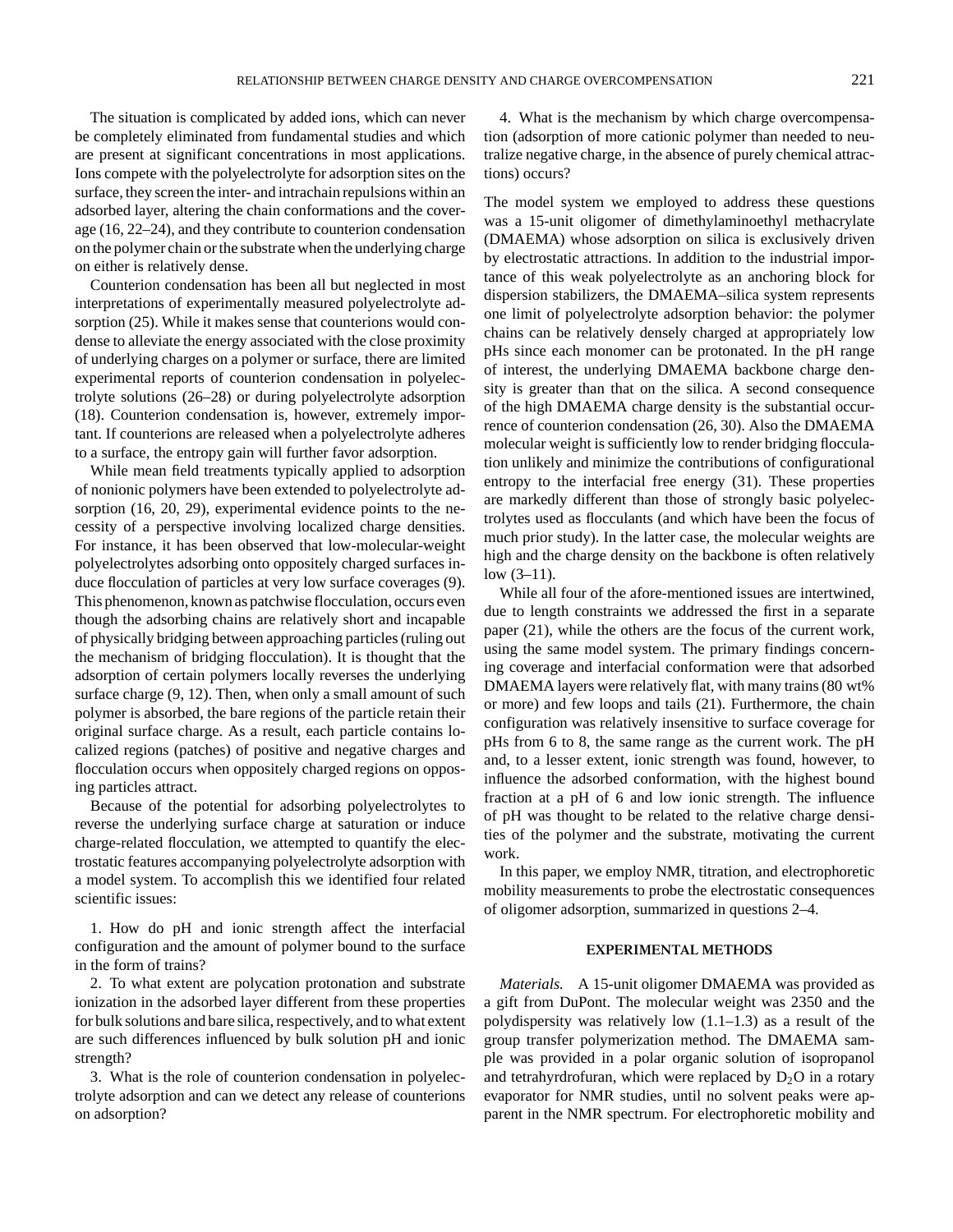The situation is complicated by added ions, which can never be completely eliminated from fundamental studies and which are present at significant concentrations in most applications. Ions compete with the polyelectrolyte for adsorption sites on the surface, they screen the inter- and intrachain repulsions within an adsorbed layer, altering the chain conformations and the coverage (16, 22–24), and they contribute to counterion condensation on the polymer chain or the substrate when the underlying charge on either is relatively dense.

Counterion condensation has been all but neglected in most interpretations of experimentally measured polyelectrolyte adsorption (25). While it makes sense that counterions would condense to alleviate the energy associated with the close proximity of underlying charges on a polymer or surface, there are limited experimental reports of counterion condensation in polyelectrolyte solutions (26–28) or during polyelectrolyte adsorption (18). Counterion condensation is, however, extremely important. If counterions are released when a polyelectrolyte adheres to a surface, the entropy gain will further favor adsorption.

While mean field treatments typically applied to adsorption of nonionic polymers have been extended to polyelectrolyte adsorption (16, 20, 29), experimental evidence points to the necessity of a perspective involving localized charge densities. For instance, it has been observed that low-molecular-weight polyelectrolytes adsorbing onto oppositely charged surfaces induce flocculation of particles at very low surface coverages (9). This phenomenon, known as patchwise flocculation, occurs even though the adsorbing chains are relatively short and incapable of physically bridging between approaching particles (ruling out the mechanism of bridging flocculation). It is thought that the adsorption of certain polymers locally reverses the underlying surface charge (9, 12). Then, when only a small amount of such polymer is absorbed, the bare regions of the particle retain their original surface charge. As a result, each particle contains localized regions (patches) of positive and negative charges and flocculation occurs when oppositely charged regions on opposing particles attract.

Because of the potential for adsorbing polyelectrolytes to reverse the underlying surface charge at saturation or induce charge-related flocculation, we attempted to quantify the electrostatic features accompanying polyelectrolyte adsorption with a model system. To accomplish this we identified four related scientific issues:

1. How do pH and ionic strength affect the interfacial configuration and the amount of polymer bound to the surface in the form of trains?

2. To what extent are polycation protonation and substrate ionization in the adsorbed layer different from these properties for bulk solutions and bare silica, respectively, and to what extent are such differences influenced by bulk solution pH and ionic strength?

3. What is the role of counterion condensation in polyelectrolyte adsorption and can we detect any release of counterions on adsorption?

4. What is the mechanism by which charge overcompensation (adsorption of more cationic polymer than needed to neutralize negative charge, in the absence of purely chemical attractions) occurs?

The model system we employed to address these questions was a 15-unit oligomer of dimethylaminoethyl methacrylate (DMAEMA) whose adsorption on silica is exclusively driven by electrostatic attractions. In addition to the industrial importance of this weak polyelectrolyte as an anchoring block for dispersion stabilizers, the DMAEMA–silica system represents one limit of polyelectrolyte adsorption behavior: the polymer chains can be relatively densely charged at appropriately low pHs since each monomer can be protonated. In the pH range of interest, the underlying DMAEMA backbone charge density is greater than that on the silica. A second consequence of the high DMAEMA charge density is the substantial occurrence of counterion condensation (26, 30). Also the DMAEMA molecular weight is sufficiently low to render bridging flocculation unlikely and minimize the contributions of configurational entropy to the interfacial free energy (31). These properties are markedly different than those of strongly basic polyelectrolytes used as flocculants (and which have been the focus of much prior study). In the latter case, the molecular weights are high and the charge density on the backbone is often relatively low (3–11).

While all four of the afore-mentioned issues are intertwined, due to length constraints we addressed the first in a separate paper (21), while the others are the focus of the current work, using the same model system. The primary findings concerning coverage and interfacial conformation were that adsorbed DMAEMA layers were relatively flat, with many trains (80 wt% or more) and few loops and tails (21). Furthermore, the chain configuration was relatively insensitive to surface coverage for pHs from 6 to 8, the same range as the current work. The pH and, to a lesser extent, ionic strength was found, however, to influence the adsorbed conformation, with the highest bound fraction at a pH of 6 and low ionic strength. The influence of pH was thought to be related to the relative charge densities of the polymer and the substrate, motivating the current work.

In this paper, we employ NMR, titration, and electrophoretic mobility measurements to probe the electrostatic consequences of oligomer adsorption, summarized in questions 2–4.

## EXPERIMENTAL METHODS

*Materials.* A 15-unit oligomer DMAEMA was provided as a gift from DuPont. The molecular weight was 2350 and the polydispersity was relatively low (1.1–1.3) as a result of the group transfer polymerization method. The DMAEMA sample was provided in a polar organic solution of isopropanol and tetrahyrdrofuran, which were replaced by $D_2O$ in a rotary evaporator for NMR studies, until no solvent peaks were apparent in the NMR spectrum. For electrophoretic mobility and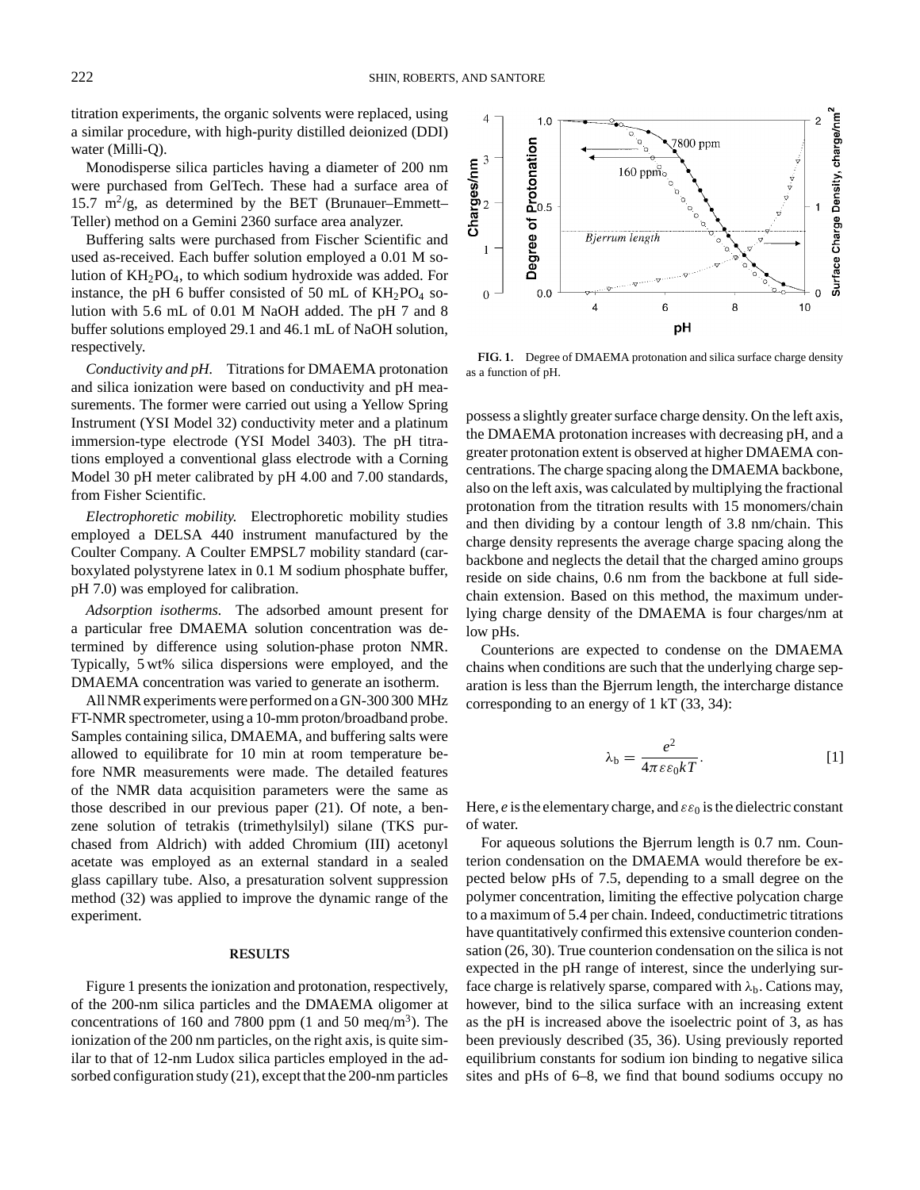titration experiments, the organic solvents were replaced, using a similar procedure, with high-purity distilled deionized (DDI) water (Milli-Q).

Monodisperse silica particles having a diameter of 200 nm were purchased from GelTech. These had a surface area of 15.7 $m^2$/g, as determined by the BET (Brunauer–Emmett–Teller) method on a Gemini 2360 surface area analyzer.

Buffering salts were purchased from Fischer Scientific and used as-received. Each buffer solution employed a 0.01 M solution of $KH_2PO_4$, to which sodium hydroxide was added. For instance, the pH 6 buffer consisted of 50 mL of $KH_2PO_4$ solution with 5.6 mL of 0.01 M NaOH added. The pH 7 and 8 buffer solutions employed 29.1 and 46.1 mL of NaOH solution, respectively.

*Conductivity and pH.* Titrations for DMAEMA protonation and silica ionization were based on conductivity and pH measurements. The former were carried out using a Yellow Spring Instrument (YSI Model 32) conductivity meter and a platinum immersion-type electrode (YSI Model 3403). The pH titrations employed a conventional glass electrode with a Corning Model 30 pH meter calibrated by pH 4.00 and 7.00 standards, from Fisher Scientific.

*Electrophoretic mobility.* Electrophoretic mobility studies employed a DELSA 440 instrument manufactured by the Coulter Company. A Coulter EMPSL7 mobility standard (carboxylated polystyrene latex in 0.1 M sodium phosphate buffer, pH 7.0) was employed for calibration.

*Adsorption isotherms.* The adsorbed amount present for a particular free DMAEMA solution concentration was determined by difference using solution-phase proton NMR. Typically, 5 wt% silica dispersions were employed, and the DMAEMA concentration was varied to generate an isotherm.

All NMR experiments were performed on a GN-300 300 MHz FT-NMR spectrometer, using a 10-mm proton/broadband probe. Samples containing silica, DMAEMA, and buffering salts were allowed to equilibrate for 10 min at room temperature before NMR measurements were made. The detailed features of the NMR data acquisition parameters were the same as those described in our previous paper (21). Of note, a benzene solution of tetrakis (trimethylsilyl) silane (TKS purchased from Aldrich) with added Chromium (III) acetonyl acetate was employed as an external standard in a sealed glass capillary tube. Also, a presaturation solvent suppression method (32) was applied to improve the dynamic range of the experiment.

## RESULTS

Figure 1 presents the ionization and protonation, respectively, of the 200-nm silica particles and the DMAEMA oligomer at concentrations of 160 and 7800 ppm (1 and 50 meq/$m^3$). The ionization of the 200 nm particles, on the right axis, is quite similar to that of 12-nm Ludox silica particles employed in the adsorbed configuration study (21), except that the 200-nm particles possess a slightly greater surface charge density. On the left axis, the DMAEMA protonation increases with decreasing pH, and a greater protonation extent is observed at higher DMAEMA concentrations. The charge spacing along the DMAEMA backbone, also on the left axis, was calculated by multiplying the fractional protonation from the titration results with 15 monomers/chain and then dividing by a contour length of 3.8 nm/chain. This charge density represents the average charge spacing along the backbone and neglects the detail that the charged amino groups reside on side chains, 0.6 nm from the backbone at full side-chain extension. Based on this method, the maximum underlying charge density of the DMAEMA is four charges/nm at low pHs.

**FIG. 1.** Degree of DMAEMA protonation and silica surface charge density as a function of pH.

Counterions are expected to condense on the DMAEMA chains when conditions are such that the underlying charge separation is less than the Bjerrum length, the intercharge distance corresponding to an energy of 1 kT (33, 34):

$$\lambda_b = \frac{e^2}{4\pi\varepsilon\varepsilon_0 kT}. \quad [1]$$

Here, $e$ is the elementary charge, and $\varepsilon\varepsilon_0$ is the dielectric constant of water.

For aqueous solutions the Bjerrum length is 0.7 nm. Counterion condensation on the DMAEMA would therefore be expected below pHs of 7.5, depending to a small degree on the polymer concentration, limiting the effective polycation charge to a maximum of 5.4 per chain. Indeed, conductimetric titrations have quantitatively confirmed this extensive counterion condensation (26, 30). True counterion condensation on the silica is not expected in the pH range of interest, since the underlying surface charge is relatively sparse, compared with $\lambda_b$. Cations may, however, bind to the silica surface with an increasing extent as the pH is increased above the isoelectric point of 3, as has been previously described (35, 36). Using previously reported equilibrium constants for sodium ion binding to negative silica sites and pHs of 6–8, we find that bound sodiums occupy no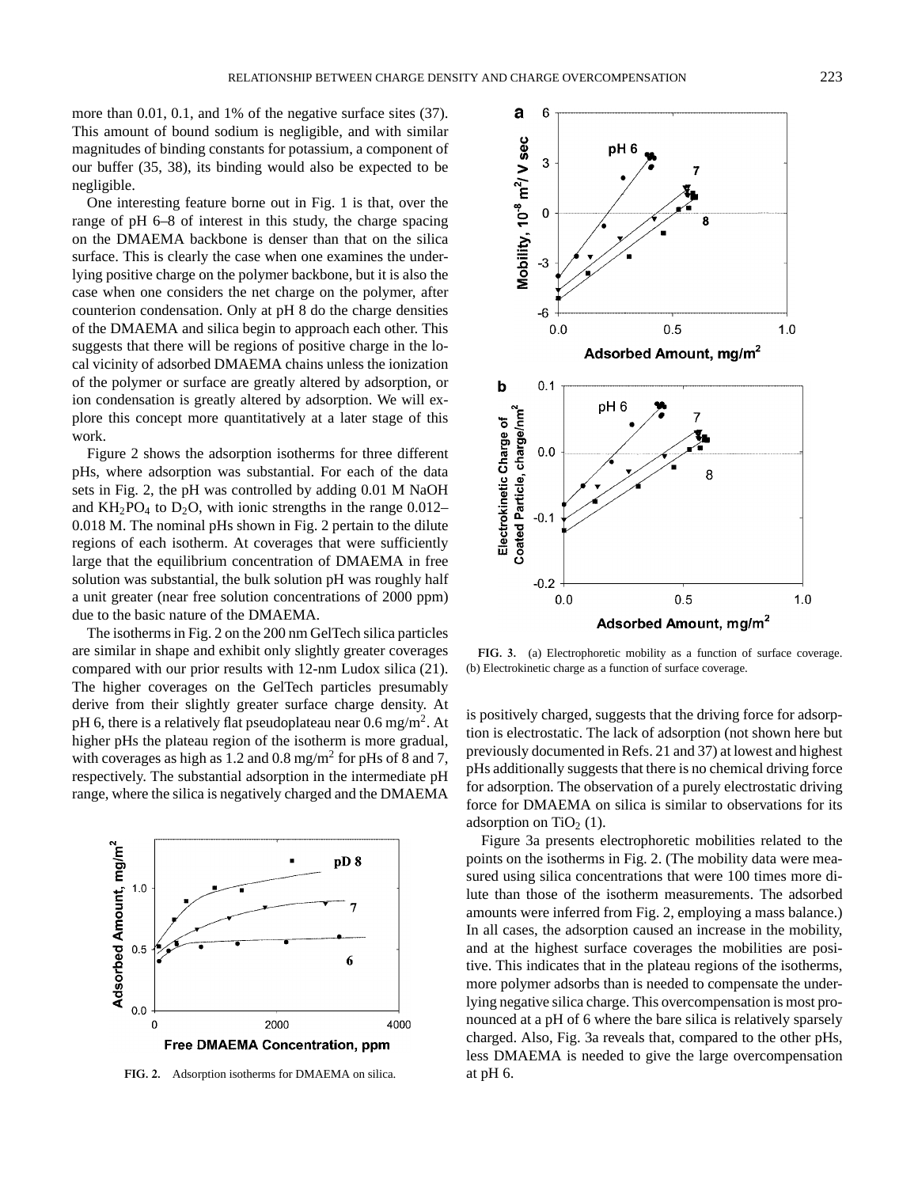more than 0.01, 0.1, and 1% of the negative surface sites (37). This amount of bound sodium is negligible, and with similar magnitudes of binding constants for potassium, a component of our buffer (35, 38), its binding would also be expected to be negligible.

One interesting feature borne out in Fig. 1 is that, over the range of pH 6–8 of interest in this study, the charge spacing on the DMAEMA backbone is denser than that on the silica surface. This is clearly the case when one examines the underlying positive charge on the polymer backbone, but it is also the case when one considers the net charge on the polymer, after counterion condensation. Only at pH 8 do the charge densities of the DMAEMA and silica begin to approach each other. This suggests that there will be regions of positive charge in the local vicinity of adsorbed DMAEMA chains unless the ionization of the polymer or surface are greatly altered by adsorption, or ion condensation is greatly altered by adsorption. We will explore this concept more quantitatively at a later stage of this work.

Figure 2 shows the adsorption isotherms for three different pHs, where adsorption was substantial. For each of the data sets in Fig. 2, the pH was controlled by adding 0.01 M NaOH and $KH_2PO_4$ to $D_2O$, with ionic strengths in the range 0.012–0.018 M. The nominal pHs shown in Fig. 2 pertain to the dilute regions of each isotherm. At coverages that were sufficiently large that the equilibrium concentration of DMAEMA in free solution was substantial, the bulk solution pH was roughly half a unit greater (near free solution concentrations of 2000 ppm) due to the basic nature of the DMAEMA.

The isotherms in Fig. 2 on the 200 nm GelTech silica particles are similar in shape and exhibit only slightly greater coverages compared with our prior results with 12-nm Ludox silica (21). The higher coverages on the GelTech particles presumably derive from their slightly greater surface charge density. At pH 6, there is a relatively flat pseudoplateau near 0.6 mg/m$^2$. At higher pHs the plateau region of the isotherm is more gradual, with coverages as high as 1.2 and 0.8 mg/m$^2$ for pHs of 8 and 7, respectively. The substantial adsorption in the intermediate pH range, where the silica is negatively charged and the DMAEMA is positively charged, suggests that the driving force for adsorption is electrostatic. The lack of adsorption (not shown here but previously documented in Refs. 21 and 37) at lowest and highest pHs additionally suggests that there is no chemical driving force for adsorption. The observation of a purely electrostatic driving force for DMAEMA on silica is similar to observations for its adsorption on $TiO_2$ (1).

**FIG. 2.** Adsorption isotherms for DMAEMA on silica.

**FIG. 3.** (a) Electrophoretic mobility as a function of surface coverage. (b) Electrokinetic charge as a function of surface coverage.

Figure 3a presents electrophoretic mobilities related to the points on the isotherms in Fig. 2. (The mobility data were measured using silica concentrations that were 100 times more dilute than those of the isotherm measurements. The adsorbed amounts were inferred from Fig. 2, employing a mass balance.) In all cases, the adsorption caused an increase in the mobility, and at the highest surface coverages the mobilities are positive. This indicates that in the plateau regions of the isotherms, more polymer adsorbs than is needed to compensate the underlying negative silica charge. This overcompensation is most pronounced at a pH of 6 where the bare silica is relatively sparsely charged. Also, Fig. 3a reveals that, compared to the other pHs, less DMAEMA is needed to give the large overcompensation at pH 6.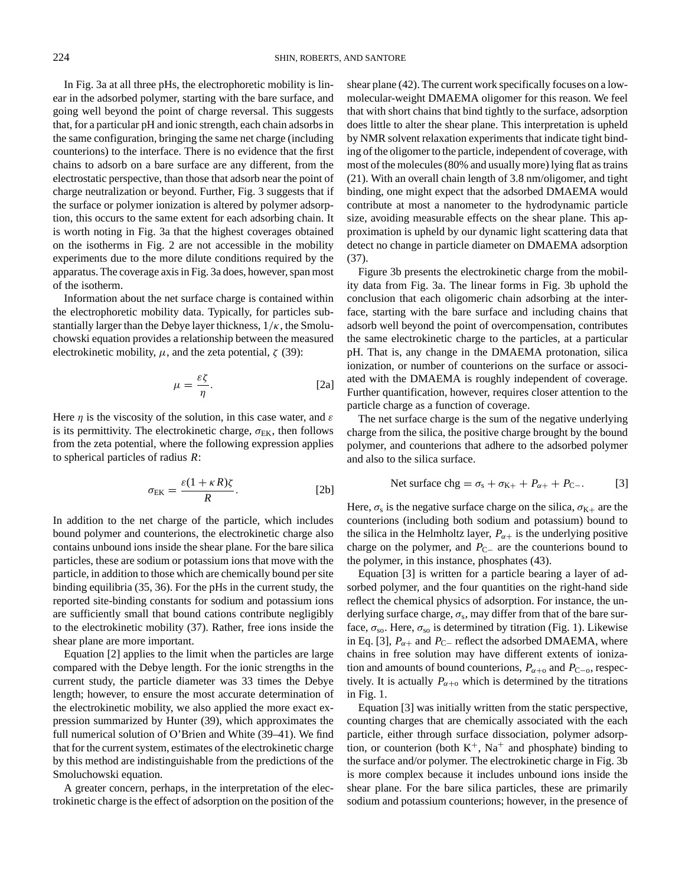In Fig. 3a at all three pHs, the electrophoretic mobility is linear in the adsorbed polymer, starting with the bare surface, and going well beyond the point of charge reversal. This suggests that, for a particular pH and ionic strength, each chain adsorbs in the same configuration, bringing the same net charge (including counterions) to the interface. There is no evidence that the first chains to adsorb on a bare surface are any different, from the electrostatic perspective, than those that adsorb near the point of charge neutralization or beyond. Further, Fig. 3 suggests that if the surface or polymer ionization is altered by polymer adsorption, this occurs to the same extent for each adsorbing chain. It is worth noting in Fig. 3a that the highest coverages obtained on the isotherms in Fig. 2 are not accessible in the mobility experiments due to the more dilute conditions required by the apparatus. The coverage axis in Fig. 3a does, however, span most of the isotherm.

Information about the net surface charge is contained within the electrophoretic mobility data. Typically, for particles substantially larger than the Debye layer thickness, $1/\kappa$, the Smoluchowski equation provides a relationship between the measured electrokinetic mobility, $\mu$, and the zeta potential, $\zeta$ (39):

$$\mu = \frac{\varepsilon\zeta}{\eta}. \quad [2a]$$

Here $\eta$ is the viscosity of the solution, in this case water, and $\varepsilon$ is its permittivity. The electrokinetic charge, $\sigma_{\mathrm{EK}}$, then follows from the zeta potential, where the following expression applies to spherical particles of radius $R$:

$$\sigma_{\mathrm{EK}} = \frac{\varepsilon(1+\kappa R)\zeta}{R}. \quad [2b]$$

In addition to the net charge of the particle, which includes bound polymer and counterions, the electrokinetic charge also contains unbound ions inside the shear plane. For the bare silica particles, these are sodium or potassium ions that move with the particle, in addition to those which are chemically bound per site binding equilibria (35, 36). For the pHs in the current study, the reported site-binding constants for sodium and potassium ions are sufficiently small that bound cations contribute negligibly to the electrokinetic mobility (37). Rather, free ions inside the shear plane are more important.

Equation [2] applies to the limit when the particles are large compared with the Debye length. For the ionic strengths in the current study, the particle diameter was 33 times the Debye length; however, to ensure the most accurate determination of the electrokinetic mobility, we also applied the more exact expression summarized by Hunter (39), which approximates the full numerical solution of O'Brien and White (39–41). We find that for the current system, estimates of the electrokinetic charge by this method are indistinguishable from the predictions of the Smoluchowski equation.

A greater concern, perhaps, in the interpretation of the electrokinetic charge is the effect of adsorption on the position of the shear plane (42). The current work specifically focuses on a low-molecular-weight DMAEMA oligomer for this reason. We feel that with short chains that bind tightly to the surface, adsorption does little to alter the shear plane. This interpretation is upheld by NMR solvent relaxation experiments that indicate tight binding of the oligomer to the particle, independent of coverage, with most of the molecules (80% and usually more) lying flat as trains (21). With an overall chain length of 3.8 nm/oligomer, and tight binding, one might expect that the adsorbed DMAEMA would contribute at most a nanometer to the hydrodynamic particle size, avoiding measurable effects on the shear plane. This approximation is upheld by our dynamic light scattering data that detect no change in particle diameter on DMAEMA adsorption (37).

Figure 3b presents the electrokinetic charge from the mobility data from Fig. 3a. The linear forms in Fig. 3b uphold the conclusion that each oligomeric chain adsorbing at the interface, starting with the bare surface and including chains that adsorb well beyond the point of overcompensation, contributes the same electrokinetic charge to the particles, at a particular pH. That is, any change in the DMAEMA protonation, silica ionization, or number of counterions on the surface or associated with the DMAEMA is roughly independent of coverage. Further quantification, however, requires closer attention to the particle charge as a function of coverage.

The net surface charge is the sum of the negative underlying charge from the silica, the positive charge brought by the bound polymer, and counterions that adhere to the adsorbed polymer and also to the silica surface.

$$\text{Net surface chg} = \sigma_{\mathrm{s}} + \sigma_{\mathrm{K+}} + P_{\alpha+} + P_{\mathrm{C-}}. \quad [3]$$

Here, $\sigma_{\mathrm{s}}$ is the negative surface charge on the silica, $\sigma_{\mathrm{K+}}$ are the counterions (including both sodium and potassium) bound to the silica in the Helmholtz layer, $P_{\alpha+}$ is the underlying positive charge on the polymer, and $P_{\mathrm{C-}}$ are the counterions bound to the polymer, in this instance, phosphates (43).

Equation [3] is written for a particle bearing a layer of adsorbed polymer, and the four quantities on the right-hand side reflect the chemical physics of adsorption. For instance, the underlying surface charge, $\sigma_{\mathrm{s}}$, may differ from that of the bare surface, $\sigma_{\mathrm{so}}$. Here, $\sigma_{\mathrm{so}}$ is determined by titration (Fig. 1). Likewise in Eq. [3], $P_{\alpha+}$ and $P_{\mathrm{C-}}$ reflect the adsorbed DMAEMA, where chains in free solution may have different extents of ionization and amounts of bound counterions, $P_{\alpha+\mathrm{o}}$ and $P_{\mathrm{C-o}}$, respectively. It is actually $P_{\alpha+\mathrm{o}}$ which is determined by the titrations in Fig. 1.

Equation [3] was initially written from the static perspective, counting charges that are chemically associated with the each particle, either through surface dissociation, polymer adsorption, or counterion (both $K^+$, $Na^+$ and phosphate) binding to the surface and/or polymer. The electrokinetic charge in Fig. 3b is more complex because it includes unbound ions inside the shear plane. For the bare silica particles, these are primarily sodium and potassium counterions; however, in the presence of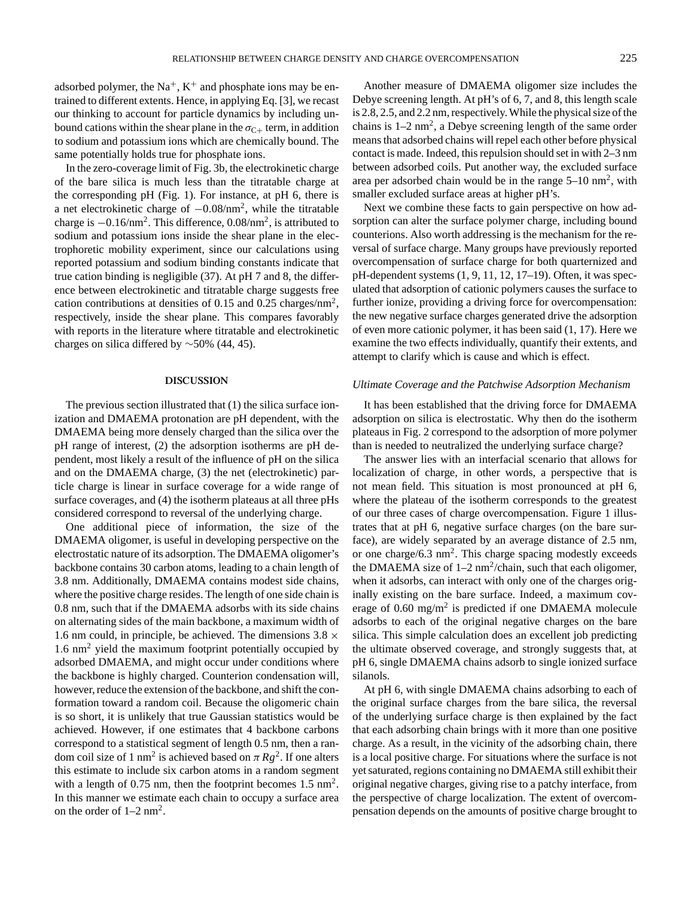adsorbed polymer, the $Na^+$, $K^+$ and phosphate ions may be entrained to different extents. Hence, in applying Eq. [3], we recast our thinking to account for particle dynamics by including unbound cations within the shear plane in the $\sigma_{C+}$ term, in addition to sodium and potassium ions which are chemically bound. The same potentially holds true for phosphate ions.

In the zero-coverage limit of Fig. 3b, the electrokinetic charge of the bare silica is much less than the titratable charge at the corresponding pH (Fig. 1). For instance, at pH 6, there is a net electrokinetic charge of $-0.08/\text{nm}^2$, while the titratable charge is $-0.16/\text{nm}^2$. This difference, $0.08/\text{nm}^2$, is attributed to sodium and potassium ions inside the shear plane in the electrophoretic mobility experiment, since our calculations using reported potassium and sodium binding constants indicate that true cation binding is negligible (37). At pH 7 and 8, the difference between electrokinetic and titratable charge suggests free cation contributions at densities of 0.15 and 0.25 charges/$\text{nm}^2$, respectively, inside the shear plane. This compares favorably with reports in the literature where titratable and electrokinetic charges on silica differed by $\sim$50% (44, 45).

## DISCUSSION

The previous section illustrated that (1) the silica surface ionization and DMAEMA protonation are pH dependent, with the DMAEMA being more densely charged than the silica over the pH range of interest, (2) the adsorption isotherms are pH dependent, most likely a result of the influence of pH on the silica and on the DMAEMA charge, (3) the net (electrokinetic) particle charge is linear in surface coverage for a wide range of surface coverages, and (4) the isotherm plateaus at all three pHs considered correspond to reversal of the underlying charge.

One additional piece of information, the size of the DMAEMA oligomer, is useful in developing perspective on the electrostatic nature of its adsorption. The DMAEMA oligomer's backbone contains 30 carbon atoms, leading to a chain length of 3.8 nm. Additionally, DMAEMA contains modest side chains, where the positive charge resides. The length of one side chain is 0.8 nm, such that if the DMAEMA adsorbs with its side chains on alternating sides of the main backbone, a maximum width of 1.6 nm could, in principle, be achieved. The dimensions $3.8 \times 1.6\ \text{nm}^2$ yield the maximum footprint potentially occupied by adsorbed DMAEMA, and might occur under conditions where the backbone is highly charged. Counterion condensation will, however, reduce the extension of the backbone, and shift the conformation toward a random coil. Because the oligomeric chain is so short, it is unlikely that true Gaussian statistics would be achieved. However, if one estimates that 4 backbone carbons correspond to a statistical segment of length 0.5 nm, then a random coil size of $1\ \text{nm}^2$ is achieved based on $\pi Rg^2$. If one alters this estimate to include six carbon atoms in a random segment with a length of 0.75 nm, then the footprint becomes $1.5\ \text{nm}^2$. In this manner we estimate each chain to occupy a surface area on the order of $1–2\ \text{nm}^2$.

Another measure of DMAEMA oligomer size includes the Debye screening length. At pH's of 6, 7, and 8, this length scale is 2.8, 2.5, and 2.2 nm, respectively. While the physical size of the chains is $1–2\ \text{nm}^2$, a Debye screening length of the same order means that adsorbed chains will repel each other before physical contact is made. Indeed, this repulsion should set in with 2–3 nm between adsorbed coils. Put another way, the excluded surface area per adsorbed chain would be in the range $5–10\ \text{nm}^2$, with smaller excluded surface areas at higher pH's.

Next we combine these facts to gain perspective on how adsorption can alter the surface polymer charge, including bound counterions. Also worth addressing is the mechanism for the reversal of surface charge. Many groups have previously reported overcompensation of surface charge for both quarternized and pH-dependent systems (1, 9, 11, 12, 17–19). Often, it was speculated that adsorption of cationic polymers causes the surface to further ionize, providing a driving force for overcompensation: the new negative surface charges generated drive the adsorption of even more cationic polymer, it has been said (1, 17). Here we examine the two effects individually, quantify their extents, and attempt to clarify which is cause and which is effect.

### *Ultimate Coverage and the Patchwise Adsorption Mechanism*

It has been established that the driving force for DMAEMA adsorption on silica is electrostatic. Why then do the isotherm plateaus in Fig. 2 correspond to the adsorption of more polymer than is needed to neutralized the underlying surface charge?

The answer lies with an interfacial scenario that allows for localization of charge, in other words, a perspective that is not mean field. This situation is most pronounced at pH 6, where the plateau of the isotherm corresponds to the greatest of our three cases of charge overcompensation. Figure 1 illustrates that at pH 6, negative surface charges (on the bare surface), are widely separated by an average distance of 2.5 nm, or one charge/$6.3\ \text{nm}^2$. This charge spacing modestly exceeds the DMAEMA size of $1–2\ \text{nm}^2$/chain, such that each oligomer, when it adsorbs, can interact with only one of the charges originally existing on the bare surface. Indeed, a maximum coverage of $0.60\ \text{mg/m}^2$ is predicted if one DMAEMA molecule adsorbs to each of the original negative charges on the bare silica. This simple calculation does an excellent job predicting the ultimate observed coverage, and strongly suggests that, at pH 6, single DMAEMA chains adsorb to single ionized surface silanols.

At pH 6, with single DMAEMA chains adsorbing to each of the original surface charges from the bare silica, the reversal of the underlying surface charge is then explained by the fact that each adsorbing chain brings with it more than one positive charge. As a result, in the vicinity of the adsorbing chain, there is a local positive charge. For situations where the surface is not yet saturated, regions containing no DMAEMA still exhibit their original negative charges, giving rise to a patchy interface, from the perspective of charge localization. The extent of overcompensation depends on the amounts of positive charge brought to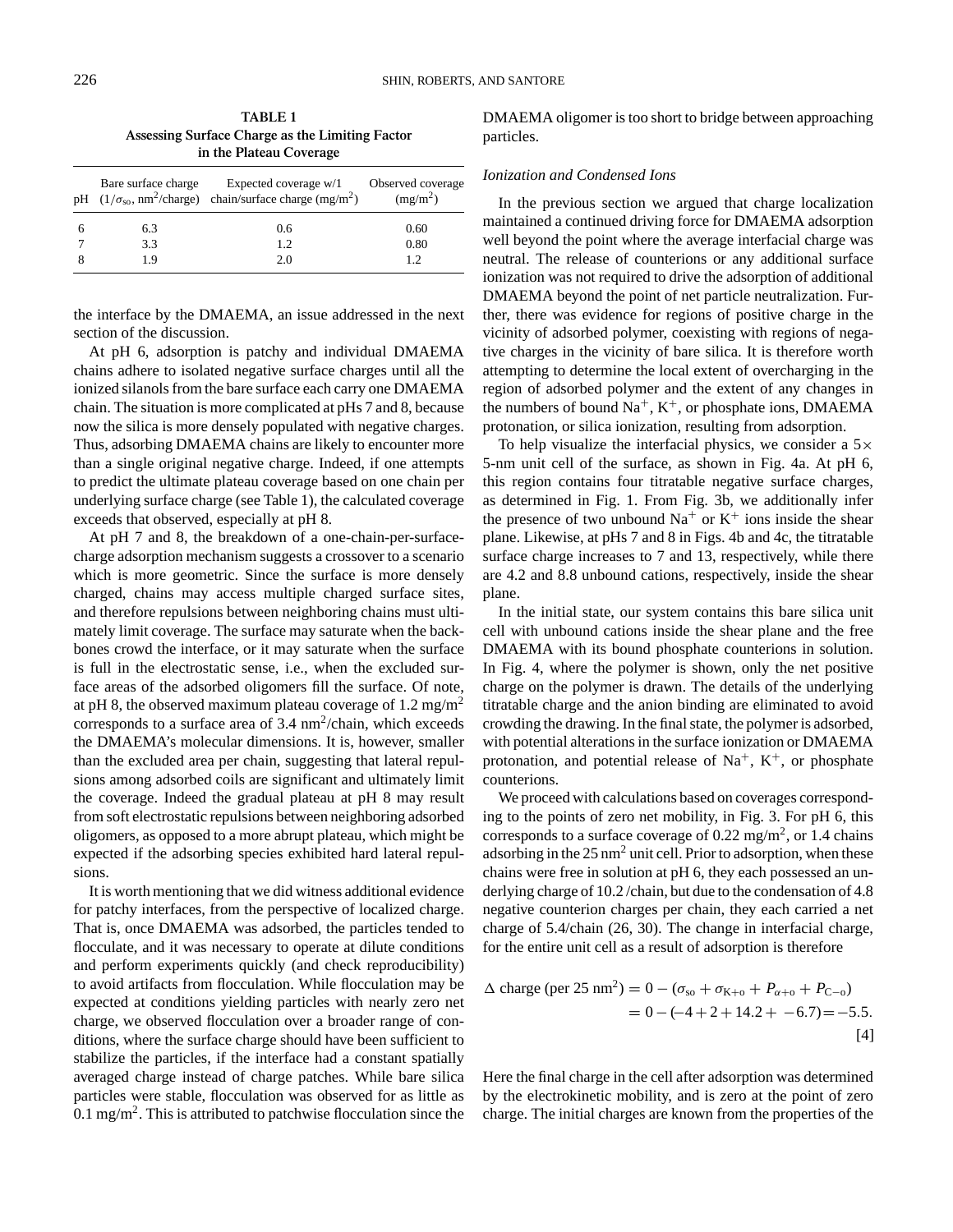**TABLE 1**
**Assessing Surface Charge as the Limiting Factor in the Plateau Coverage**

| pH | Bare surface charge ($1/\sigma_{so}$, nm$^2$/charge) | Expected coverage w/1 chain/surface charge (mg/m$^2$) | Observed coverage (mg/m$^2$) |
|---|---|---|---|
| 6 | 6.3 | 0.6 | 0.60 |
| 7 | 3.3 | 1.2 | 0.80 |
| 8 | 1.9 | 2.0 | 1.2 |

the interface by the DMAEMA, an issue addressed in the next section of the discussion.

At pH 6, adsorption is patchy and individual DMAEMA chains adhere to isolated negative surface charges until all the ionized silanols from the bare surface each carry one DMAEMA chain. The situation is more complicated at pHs 7 and 8, because now the silica is more densely populated with negative charges. Thus, adsorbing DMAEMA chains are likely to encounter more than a single original negative charge. Indeed, if one attempts to predict the ultimate plateau coverage based on one chain per underlying surface charge (see Table 1), the calculated coverage exceeds that observed, especially at pH 8.

At pH 7 and 8, the breakdown of a one-chain-per-surface-charge adsorption mechanism suggests a crossover to a scenario which is more geometric. Since the surface is more densely charged, chains may access multiple charged surface sites, and therefore repulsions between neighboring chains must ultimately limit coverage. The surface may saturate when the backbones crowd the interface, or it may saturate when the surface is full in the electrostatic sense, i.e., when the excluded surface areas of the adsorbed oligomers fill the surface. Of note, at pH 8, the observed maximum plateau coverage of 1.2 mg/m$^2$ corresponds to a surface area of 3.4 nm$^2$/chain, which exceeds the DMAEMA's molecular dimensions. It is, however, smaller than the excluded area per chain, suggesting that lateral repulsions among adsorbed coils are significant and ultimately limit the coverage. Indeed the gradual plateau at pH 8 may result from soft electrostatic repulsions between neighboring adsorbed oligomers, as opposed to a more abrupt plateau, which might be expected if the adsorbing species exhibited hard lateral repulsions.

It is worth mentioning that we did witness additional evidence for patchy interfaces, from the perspective of localized charge. That is, once DMAEMA was adsorbed, the particles tended to flocculate, and it was necessary to operate at dilute conditions and perform experiments quickly (and check reproducibility) to avoid artifacts from flocculation. While flocculation may be expected at conditions yielding particles with nearly zero net charge, we observed flocculation over a broader range of conditions, where the surface charge should have been sufficient to stabilize the particles, if the interface had a constant spatially averaged charge instead of charge patches. While bare silica particles were stable, flocculation was observed for as little as 0.1 mg/m$^2$. This is attributed to patchwise flocculation since the DMAEMA oligomer is too short to bridge between approaching particles.

### *Ionization and Condensed Ions*

In the previous section we argued that charge localization maintained a continued driving force for DMAEMA adsorption well beyond the point where the average interfacial charge was neutral. The release of counterions or any additional surface ionization was not required to drive the adsorption of additional DMAEMA beyond the point of net particle neutralization. Further, there was evidence for regions of positive charge in the vicinity of adsorbed polymer, coexisting with regions of negative charges in the vicinity of bare silica. It is therefore worth attempting to determine the local extent of overcharging in the region of adsorbed polymer and the extent of any changes in the numbers of bound $Na^+$, $K^+$, or phosphate ions, DMAEMA protonation, or silica ionization, resulting from adsorption.

To help visualize the interfacial physics, we consider a $5\times$ 5-nm unit cell of the surface, as shown in Fig. 4a. At pH 6, this region contains four titratable negative surface charges, as determined in Fig. 1. From Fig. 3b, we additionally infer the presence of two unbound $Na^+$ or $K^+$ ions inside the shear plane. Likewise, at pHs 7 and 8 in Figs. 4b and 4c, the titratable surface charge increases to 7 and 13, respectively, while there are 4.2 and 8.8 unbound cations, respectively, inside the shear plane.

In the initial state, our system contains this bare silica unit cell with unbound cations inside the shear plane and the free DMAEMA with its bound phosphate counterions in solution. In Fig. 4, where the polymer is shown, only the net positive charge on the polymer is drawn. The details of the underlying titratable charge and the anion binding are eliminated to avoid crowding the drawing. In the final state, the polymer is adsorbed, with potential alterations in the surface ionization or DMAEMA protonation, and potential release of $Na^+$, $K^+$, or phosphate counterions.

We proceed with calculations based on coverages corresponding to the points of zero net mobility, in Fig. 3. For pH 6, this corresponds to a surface coverage of 0.22 mg/m$^2$, or 1.4 chains adsorbing in the 25 nm$^2$ unit cell. Prior to adsorption, when these chains were free in solution at pH 6, they each possessed an underlying charge of 10.2 /chain, but due to the condensation of 4.8 negative counterion charges per chain, they each carried a net charge of 5.4/chain (26, 30). The change in interfacial charge, for the entire unit cell as a result of adsorption is therefore

$$\begin{aligned}\Delta \text{ charge (per 25 nm}^2) &= 0 - (\sigma_{so} + \sigma_{K+o} + P_{\alpha+o} + P_{C-o}) \\ &= 0 - (-4 + 2 + 14.2 + -6.7) = -5.5.\end{aligned} \quad [4]$$

Here the final charge in the cell after adsorption was determined by the electrokinetic mobility, and is zero at the point of zero charge. The initial charges are known from the properties of the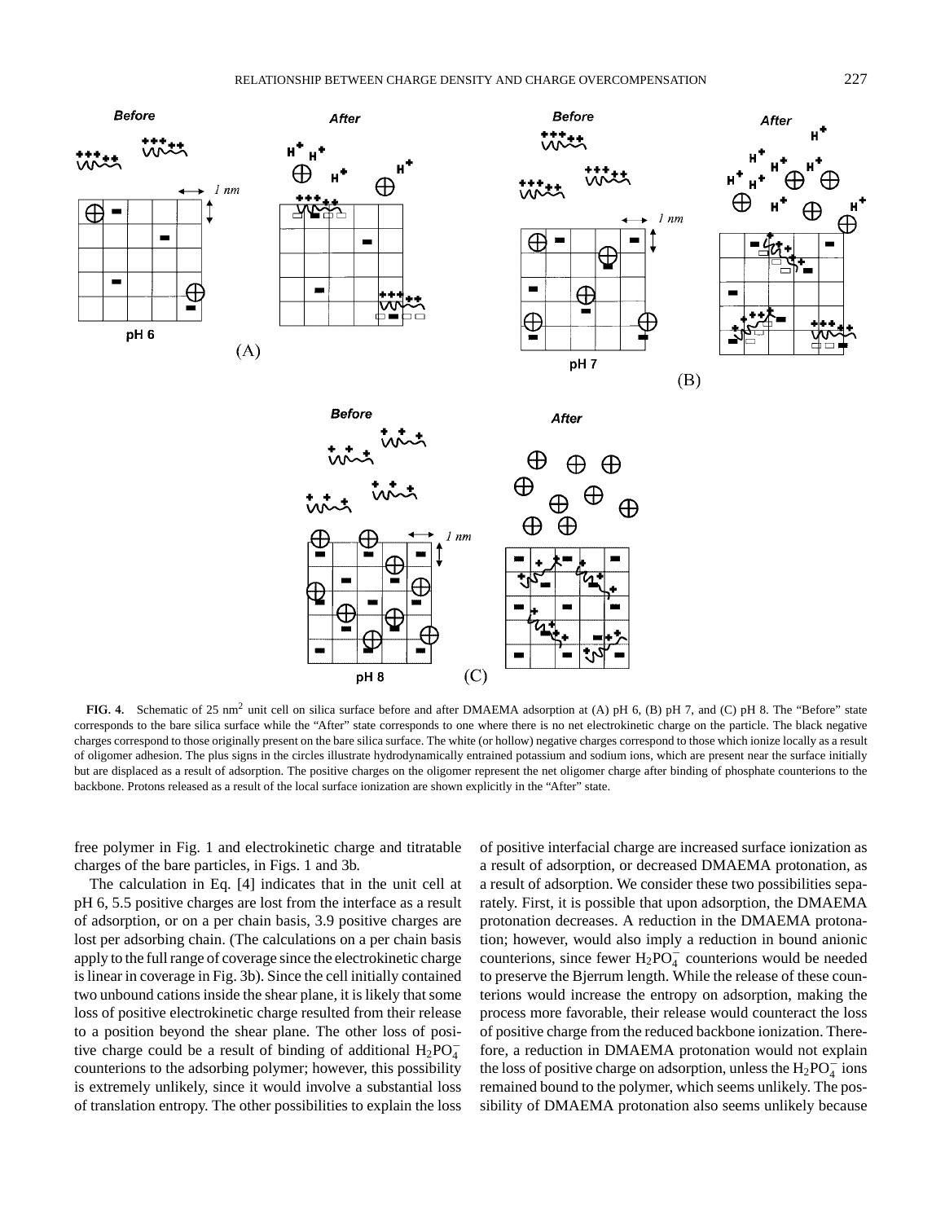FIG. 4. Schematic of 25 nm$^2$ unit cell on silica surface before and after DMAEMA adsorption at (A) pH 6, (B) pH 7, and (C) pH 8. The "Before" state corresponds to the bare silica surface while the "After" state corresponds to one where there is no net electrokinetic charge on the particle. The black negative charges correspond to those originally present on the bare silica surface. The white (or hollow) negative charges correspond to those which ionize locally as a result of oligomer adhesion. The plus signs in the circles illustrate hydrodynamically entrained potassium and sodium ions, which are present near the surface initially but are displaced as a result of adsorption. The positive charges on the oligomer represent the net oligomer charge after binding of phosphate counterions to the backbone. Protons released as a result of the local surface ionization are shown explicitly in the "After" state.

free polymer in Fig. 1 and electrokinetic charge and titratable charges of the bare particles, in Figs. 1 and 3b.

The calculation in Eq. [4] indicates that in the unit cell at pH 6, 5.5 positive charges are lost from the interface as a result of adsorption, or on a per chain basis, 3.9 positive charges are lost per adsorbing chain. (The calculations on a per chain basis apply to the full range of coverage since the electrokinetic charge is linear in coverage in Fig. 3b). Since the cell initially contained two unbound cations inside the shear plane, it is likely that some loss of positive electrokinetic charge resulted from their release to a position beyond the shear plane. The other loss of positive charge could be a result of binding of additional $H_2PO_4^-$ counterions to the adsorbing polymer; however, this possibility is extremely unlikely, since it would involve a substantial loss of translation entropy. The other possibilities to explain the loss of positive interfacial charge are increased surface ionization as a result of adsorption, or decreased DMAEMA protonation, as a result of adsorption. We consider these two possibilities separately. First, it is possible that upon adsorption, the DMAEMA protonation decreases. A reduction in the DMAEMA protonation; however, would also imply a reduction in bound anionic counterions, since fewer $H_2PO_4^-$ counterions would be needed to preserve the Bjerrum length. While the release of these counterions would increase the entropy on adsorption, making the process more favorable, their release would counteract the loss of positive charge from the reduced backbone ionization. Therefore, a reduction in DMAEMA protonation would not explain the loss of positive charge on adsorption, unless the $H_2PO_4^-$ ions remained bound to the polymer, which seems unlikely. The possibility of DMAEMA protonation also seems unlikely because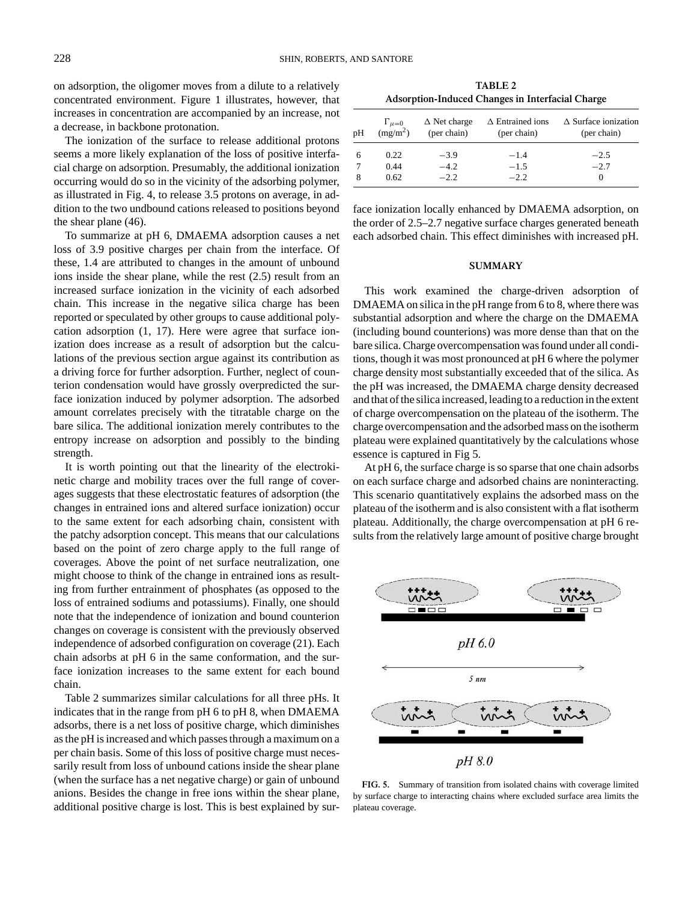on adsorption, the oligomer moves from a dilute to a relatively concentrated environment. Figure 1 illustrates, however, that increases in concentration are accompanied by an increase, not a decrease, in backbone protonation.

The ionization of the surface to release additional protons seems a more likely explanation of the loss of positive interfacial charge on adsorption. Presumably, the additional ionization occurring would do so in the vicinity of the adsorbing polymer, as illustrated in Fig. 4, to release 3.5 protons on average, in addition to the two undbound cations released to positions beyond the shear plane (46).

To summarize at pH 6, DMAEMA adsorption causes a net loss of 3.9 positive charges per chain from the interface. Of these, 1.4 are attributed to changes in the amount of unbound ions inside the shear plane, while the rest (2.5) result from an increased surface ionization in the vicinity of each adsorbed chain. This increase in the negative silica charge has been reported or speculated by other groups to cause additional polycation adsorption (1, 17). Here were agree that surface ionization does increase as a result of adsorption but the calculations of the previous section argue against its contribution as a driving force for further adsorption. Further, neglect of counterion condensation would have grossly overpredicted the surface ionization induced by polymer adsorption. The adsorbed amount correlates precisely with the titratable charge on the bare silica. The additional ionization merely contributes to the entropy increase on adsorption and possibly to the binding strength.

It is worth pointing out that the linearity of the electrokinetic charge and mobility traces over the full range of coverages suggests that these electrostatic features of adsorption (the changes in entrained ions and altered surface ionization) occur to the same extent for each adsorbing chain, consistent with the patchy adsorption concept. This means that our calculations based on the point of zero charge apply to the full range of coverages. Above the point of net surface neutralization, one might choose to think of the change in entrained ions as resulting from further entrainment of phosphates (as opposed to the loss of entrained sodiums and potassiums). Finally, one should note that the independence of ionization and bound counterion changes on coverage is consistent with the previously observed independence of adsorbed configuration on coverage (21). Each chain adsorbs at pH 6 in the same conformation, and the surface ionization increases to the same extent for each bound chain.

Table 2 summarizes similar calculations for all three pHs. It indicates that in the range from pH 6 to pH 8, when DMAEMA adsorbs, there is a net loss of positive charge, which diminishes as the pH is increased and which passes through a maximum on a per chain basis. Some of this loss of positive charge must necessarily result from loss of unbound cations inside the shear plane (when the surface has a net negative charge) or gain of unbound anions. Besides the change in free ions within the shear plane, additional positive charge is lost. This is best explained by surface ionization locally enhanced by DMAEMA adsorption, on the order of 2.5–2.7 negative surface charges generated beneath each adsorbed chain. This effect diminishes with increased pH.

**TABLE 2**
**Adsorption-Induced Changes in Interfacial Charge**

| pH | $\Gamma_{\mu=0}$ ($mg/m^2$) | Δ Net charge (per chain) | Δ Entrained ions (per chain) | Δ Surface ionization (per chain) |
|---|---|---|---|---|
| 6 | 0.22 | −3.9 | −1.4 | −2.5 |
| 7 | 0.44 | −4.2 | −1.5 | −2.7 |
| 8 | 0.62 | −2.2 | −2.2 | 0 |

## SUMMARY

This work examined the charge-driven adsorption of DMAEMA on silica in the pH range from 6 to 8, where there was substantial adsorption and where the charge on the DMAEMA (including bound counterions) was more dense than that on the bare silica. Charge overcompensation was found under all conditions, though it was most pronounced at pH 6 where the polymer charge density most substantially exceeded that of the silica. As the pH was increased, the DMAEMA charge density decreased and that of the silica increased, leading to a reduction in the extent of charge overcompensation on the plateau of the isotherm. The charge overcompensation and the adsorbed mass on the isotherm plateau were explained quantitatively by the calculations whose essence is captured in Fig 5.

At pH 6, the surface charge is so sparse that one chain adsorbs on each surface charge and adsorbed chains are noninteracting. This scenario quantitatively explains the adsorbed mass on the plateau of the isotherm and is also consistent with a flat isotherm plateau. Additionally, the charge overcompensation at pH 6 results from the relatively large amount of positive charge brought

pH 6.0

5 nm

pH 8.0

**FIG. 5.** Summary of transition from isolated chains with coverage limited by surface charge to interacting chains where excluded surface area limits the plateau coverage.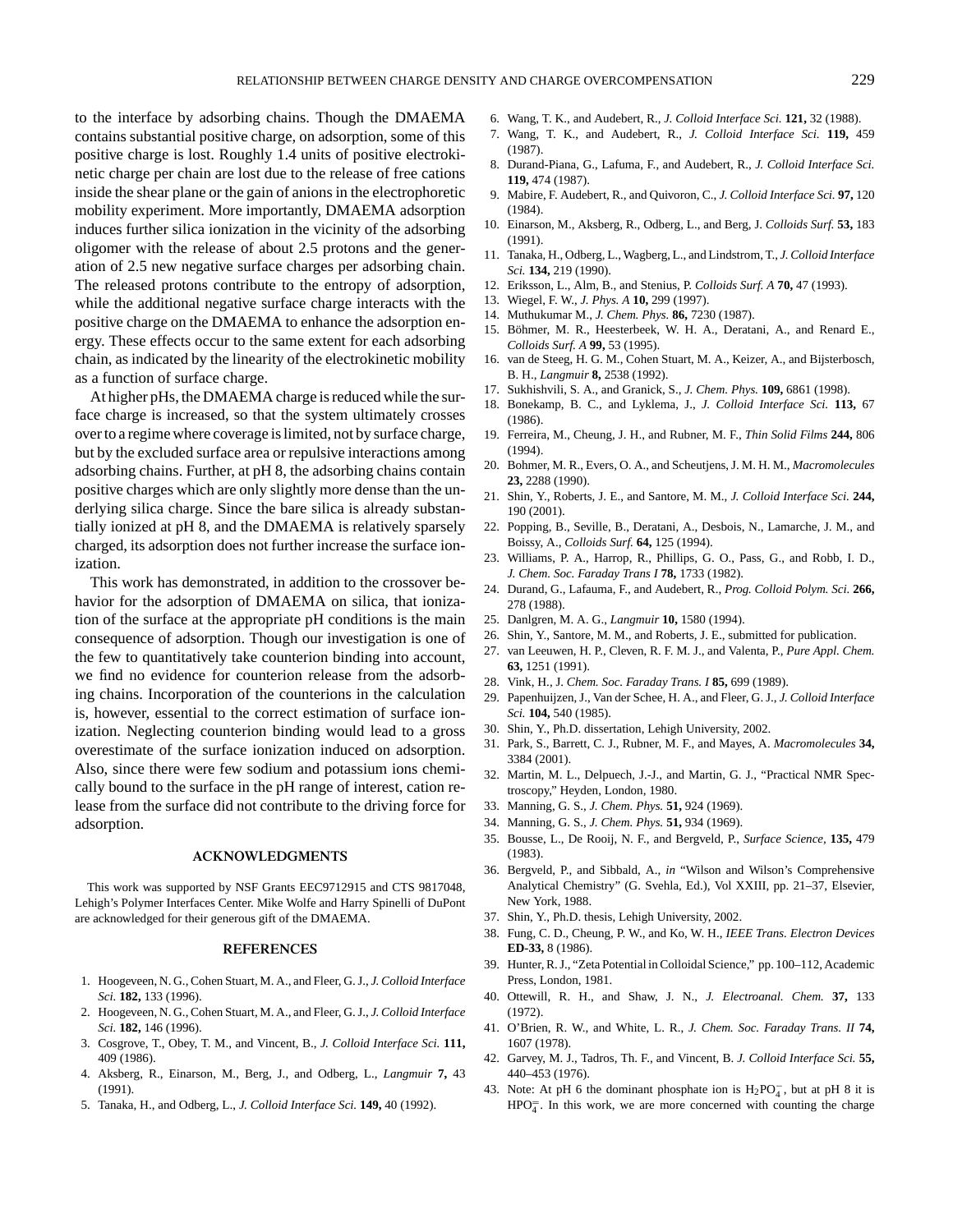to the interface by adsorbing chains. Though the DMAEMA contains substantial positive charge, on adsorption, some of this positive charge is lost. Roughly 1.4 units of positive electrokinetic charge per chain are lost due to the release of free cations inside the shear plane or the gain of anions in the electrophoretic mobility experiment. More importantly, DMAEMA adsorption induces further silica ionization in the vicinity of the adsorbing oligomer with the release of about 2.5 protons and the generation of 2.5 new negative surface charges per adsorbing chain. The released protons contribute to the entropy of adsorption, while the additional negative surface charge interacts with the positive charge on the DMAEMA to enhance the adsorption energy. These effects occur to the same extent for each adsorbing chain, as indicated by the linearity of the electrokinetic mobility as a function of surface charge.

At higher pHs, the DMAEMA charge is reduced while the surface charge is increased, so that the system ultimately crosses over to a regime where coverage is limited, not by surface charge, but by the excluded surface area or repulsive interactions among adsorbing chains. Further, at pH 8, the adsorbing chains contain positive charges which are only slightly more dense than the underlying silica charge. Since the bare silica is already substantially ionized at pH 8, and the DMAEMA is relatively sparsely charged, its adsorption does not further increase the surface ionization.

This work has demonstrated, in addition to the crossover behavior for the adsorption of DMAEMA on silica, that ionization of the surface at the appropriate pH conditions is the main consequence of adsorption. Though our investigation is one of the few to quantitatively take counterion binding into account, we find no evidence for counterion release from the adsorbing chains. Incorporation of the counterions in the calculation is, however, essential to the correct estimation of surface ionization. Neglecting counterion binding would lead to a gross overestimate of the surface ionization induced on adsorption. Also, since there were few sodium and potassium ions chemically bound to the surface in the pH range of interest, cation release from the surface did not contribute to the driving force for adsorption.

## ACKNOWLEDGMENTS

This work was supported by NSF Grants EEC9712915 and CTS 9817048, Lehigh's Polymer Interfaces Center. Mike Wolfe and Harry Spinelli of DuPont are acknowledged for their generous gift of the DMAEMA.

## REFERENCES

1. Hoogeveen, N. G., Cohen Stuart, M. A., and Fleer, G. J., *J. Colloid Interface Sci.* **182,** 133 (1996).
2. Hoogeveen, N. G., Cohen Stuart, M. A., and Fleer, G. J., *J. Colloid Interface Sci.* **182,** 146 (1996).
3. Cosgrove, T., Obey, T. M., and Vincent, B., *J. Colloid Interface Sci.* **111,** 409 (1986).
4. Aksberg, R., Einarson, M., Berg, J., and Odberg, L., *Langmuir* **7,** 43 (1991).
5. Tanaka, H., and Odberg, L., *J. Colloid Interface Sci.* **149,** 40 (1992).
6. Wang, T. K., and Audebert, R., *J. Colloid Interface Sci.* **121,** 32 (1988).
7. Wang, T. K., and Audebert, R., *J. Colloid Interface Sci.* **119,** 459 (1987).
8. Durand-Piana, G., Lafuma, F., and Audebert, R., *J. Colloid Interface Sci.* **119,** 474 (1987).
9. Mabire, F. Audebert, R., and Quivoron, C., *J. Colloid Interface Sci.* **97,** 120 (1984).
10. Einarson, M., Aksberg, R., Odberg, L., and Berg, J. *Colloids Surf.* **53,** 183 (1991).
11. Tanaka, H., Odberg, L., Wagberg, L., and Lindstrom, T., *J. Colloid Interface Sci.* **134,** 219 (1990).
12. Eriksson, L., Alm, B., and Stenius, P. *Colloids Surf. A* **70,** 47 (1993).
13. Wiegel, F. W., *J. Phys. A* **10,** 299 (1997).
14. Muthukumar M., *J. Chem. Phys.* **86,** 7230 (1987).
15. Böhmer, M. R., Heesterbeek, W. H. A., Deratani, A., and Renard E., *Colloids Surf. A* **99,** 53 (1995).
16. van de Steeg, H. G. M., Cohen Stuart, M. A., Keizer, A., and Bijsterbosch, B. H., *Langmuir* **8,** 2538 (1992).
17. Sukhishvili, S. A., and Granick, S., *J. Chem. Phys.* **109,** 6861 (1998).
18. Bonekamp, B. C., and Lyklema, J., *J. Colloid Interface Sci.* **113,** 67 (1986).
19. Ferreira, M., Cheung, J. H., and Rubner, M. F., *Thin Solid Films* **244,** 806 (1994).
20. Bohmer, M. R., Evers, O. A., and Scheutjens, J. M. H. M., *Macromolecules* **23,** 2288 (1990).
21. Shin, Y., Roberts, J. E., and Santore, M. M., *J. Colloid Interface Sci.* **244,** 190 (2001).
22. Popping, B., Seville, B., Deratani, A., Desbois, N., Lamarche, J. M., and Boissy, A., *Colloids Surf.* **64,** 125 (1994).
23. Williams, P. A., Harrop, R., Phillips, G. O., Pass, G., and Robb, I. D., *J. Chem. Soc. Faraday Trans I* **78,** 1733 (1982).
24. Durand, G., Lafauma, F., and Audebert, R., *Prog. Colloid Polym. Sci.* **266,** 278 (1988).
25. Danlgren, M. A. G., *Langmuir* **10,** 1580 (1994).
26. Shin, Y., Santore, M. M., and Roberts, J. E., submitted for publication.
27. van Leeuwen, H. P., Cleven, R. F. M. J., and Valenta, P., *Pure Appl. Chem.* **63,** 1251 (1991).
28. Vink, H., J. *Chem. Soc. Faraday Trans. I* **85,** 699 (1989).
29. Papenhuijzen, J., Van der Schee, H. A., and Fleer, G. J., *J. Colloid Interface Sci.* **104,** 540 (1985).
30. Shin, Y., Ph.D. dissertation, Lehigh University, 2002.
31. Park, S., Barrett, C. J., Rubner, M. F., and Mayes, A. *Macromolecules* **34,** 3384 (2001).
32. Martin, M. L., Delpuech, J.-J., and Martin, G. J., "Practical NMR Spectroscopy," Heyden, London, 1980.
33. Manning, G. S., *J. Chem. Phys.* **51,** 924 (1969).
34. Manning, G. S., *J. Chem. Phys.* **51,** 934 (1969).
35. Bousse, L., De Rooij, N. F., and Bergveld, P., *Surface Science,* **135,** 479 (1983).
36. Bergveld, P., and Sibbald, A., *in* "Wilson and Wilson's Comprehensive Analytical Chemistry" (G. Svehla, Ed.), Vol XXIII, pp. 21–37, Elsevier, New York, 1988.
37. Shin, Y., Ph.D. thesis, Lehigh University, 2002.
38. Fung, C. D., Cheung, P. W., and Ko, W. H., *IEEE Trans. Electron Devices* **ED-33,** 8 (1986).
39. Hunter, R. J., "Zeta Potential in Colloidal Science," pp. 100–112, Academic Press, London, 1981.
40. Ottewill, R. H., and Shaw, J. N., *J. Electroanal. Chem.* **37,** 133 (1972).
41. O'Brien, R. W., and White, L. R., *J. Chem. Soc. Faraday Trans. II* **74,** 1607 (1978).
42. Garvey, M. J., Tadros, Th. F., and Vincent, B. *J. Colloid Interface Sci.* **55,** 440–453 (1976).
43. Note: At pH 6 the dominant phosphate ion is $H_2PO_4^-$, but at pH 8 it is $HPO_4^=$. In this work, we are more concerned with counting the charge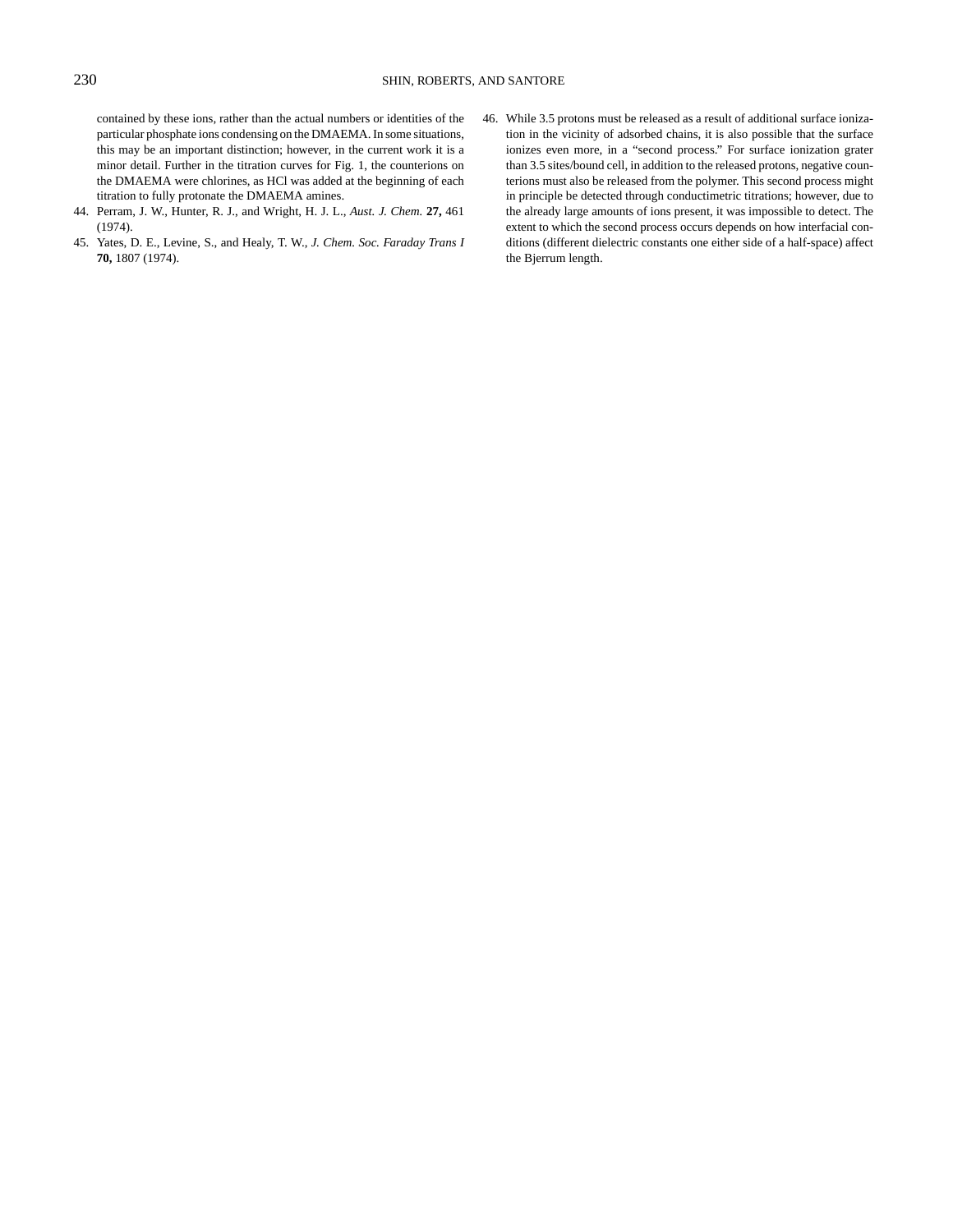contained by these ions, rather than the actual numbers or identities of the particular phosphate ions condensing on the DMAEMA. In some situations, this may be an important distinction; however, in the current work it is a minor detail. Further in the titration curves for Fig. 1, the counterions on the DMAEMA were chlorines, as HCl was added at the beginning of each titration to fully protonate the DMAEMA amines.

44. Perram, J. W., Hunter, R. J., and Wright, H. J. L., *Aust. J. Chem.* **27,** 461 (1974).
45. Yates, D. E., Levine, S., and Healy, T. W., *J. Chem. Soc. Faraday Trans I* **70,** 1807 (1974).
46. While 3.5 protons must be released as a result of additional surface ionization in the vicinity of adsorbed chains, it is also possible that the surface ionizes even more, in a "second process." For surface ionization grater than 3.5 sites/bound cell, in addition to the released protons, negative counterions must also be released from the polymer. This second process might in principle be detected through conductimetric titrations; however, due to the already large amounts of ions present, it was impossible to detect. The extent to which the second process occurs depends on how interfacial conditions (different dielectric constants one either side of a half-space) affect the Bjerrum length.